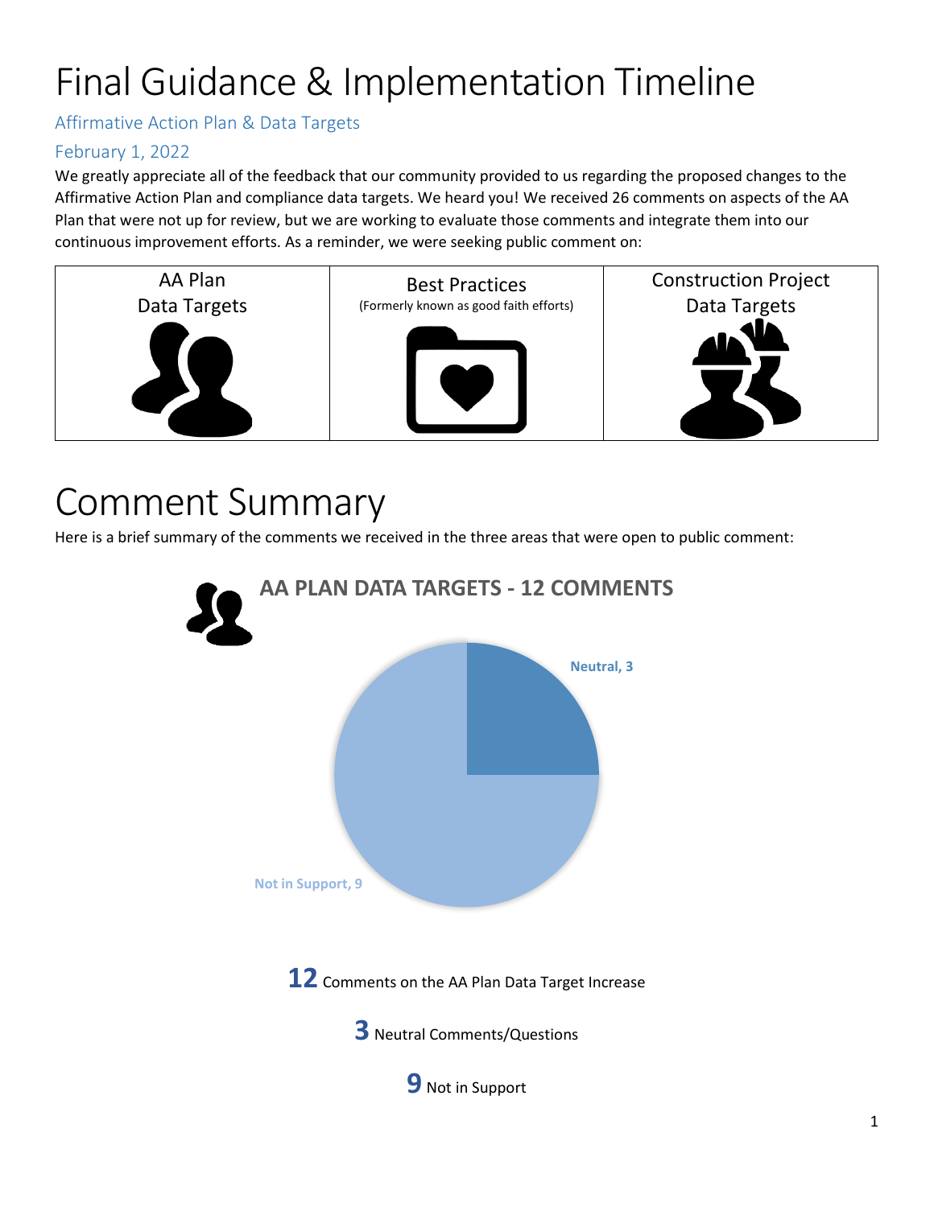# Final Guidance & Implementation Timeline

## Affirmative Action Plan & Data Targets

## February 1, 2022

We greatly appreciate all of the feedback that our community provided to us regarding the proposed changes to the Affirmative Action Plan and compliance data targets. We heard you! We received 26 comments on aspects of the AA Plan that were not up for review, but we are working to evaluate those comments and integrate them into our continuous improvement efforts. As a reminder, we were seeking public comment on:

| AA Plan Data Targets | Best Practices (Formerly known as good faith efforts) | Construction Project Data Targets |
|---|---|---|

# Comment Summary

Here is a brief summary of the comments we received in the three areas that were open to public comment:

### AA PLAN DATA TARGETS - 12 COMMENTS

Neutral, 3

Not in Support, 9

**12** Comments on the AA Plan Data Target Increase

**3** Neutral Comments/Questions

**9** Not in Support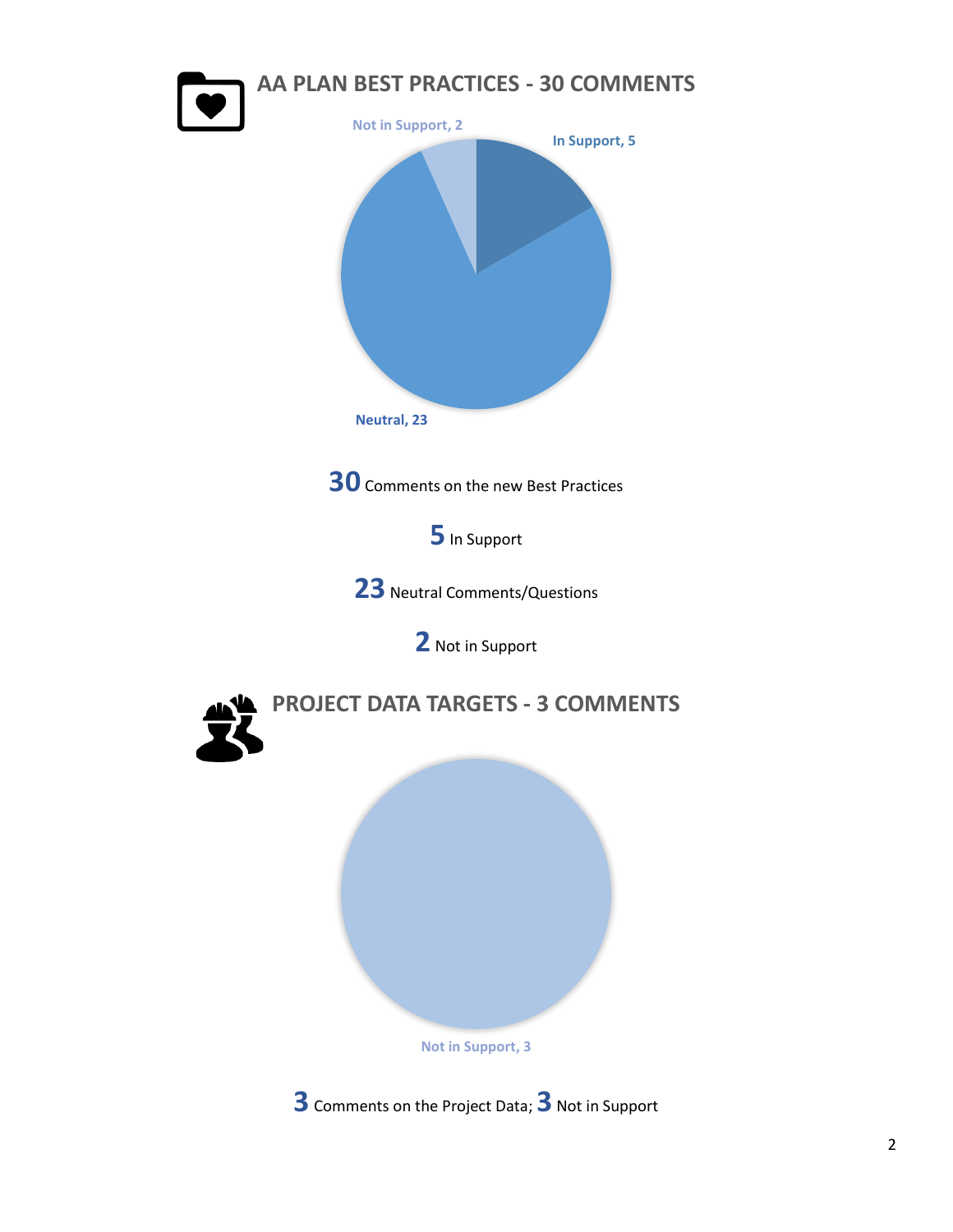## AA PLAN BEST PRACTICES - 30 COMMENTS

Not in Support, 2

In Support, 5

Neutral, 23

**30** Comments on the new Best Practices

**5** In Support

**23** Neutral Comments/Questions

**2** Not in Support

## PROJECT DATA TARGETS - 3 COMMENTS

Not in Support, 3

**3** Comments on the Project Data; **3** Not in Support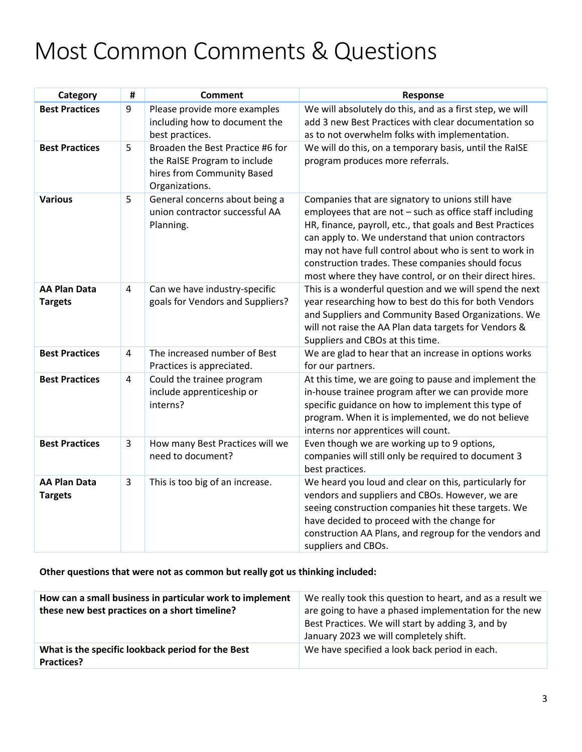# Most Common Comments & Questions

| Category | # | Comment | Response |
|---|---|---|---|
| **Best Practices** | 9 | Please provide more examples including how to document the best practices. | We will absolutely do this, and as a first step, we will add 3 new Best Practices with clear documentation so as to not overwhelm folks with implementation. |
| **Best Practices** | 5 | Broaden the Best Practice #6 for the RaISE Program to include hires from Community Based Organizations. | We will do this, on a temporary basis, until the RaISE program produces more referrals. |
| **Various** | 5 | General concerns about being a union contractor successful AA Planning. | Companies that are signatory to unions still have employees that are not – such as office staff including HR, finance, payroll, etc., that goals and Best Practices can apply to. We understand that union contractors may not have full control about who is sent to work in construction trades. These companies should focus most where they have control, or on their direct hires. |
| **AA Plan Data Targets** | 4 | Can we have industry-specific goals for Vendors and Suppliers? | This is a wonderful question and we will spend the next year researching how to best do this for both Vendors and Suppliers and Community Based Organizations. We will not raise the AA Plan data targets for Vendors & Suppliers and CBOs at this time. |
| **Best Practices** | 4 | The increased number of Best Practices is appreciated. | We are glad to hear that an increase in options works for our partners. |
| **Best Practices** | 4 | Could the trainee program include apprenticeship or interns? | At this time, we are going to pause and implement the in-house trainee program after we can provide more specific guidance on how to implement this type of program. When it is implemented, we do not believe interns nor apprentices will count. |
| **Best Practices** | 3 | How many Best Practices will we need to document? | Even though we are working up to 9 options, companies will still only be required to document 3 best practices. |
| **AA Plan Data Targets** | 3 | This is too big of an increase. | We heard you loud and clear on this, particularly for vendors and suppliers and CBOs. However, we are seeing construction companies hit these targets. We have decided to proceed with the change for construction AA Plans, and regroup for the vendors and suppliers and CBOs. |

**Other questions that were not as common but really got us thinking included:**

| | |
|---|---|
| **How can a small business in particular work to implement these new best practices on a short timeline?** | We really took this question to heart, and as a result we are going to have a phased implementation for the new Best Practices. We will start by adding 3, and by January 2023 we will completely shift. |
| **What is the specific lookback period for the Best Practices?** | We have specified a look back period in each. |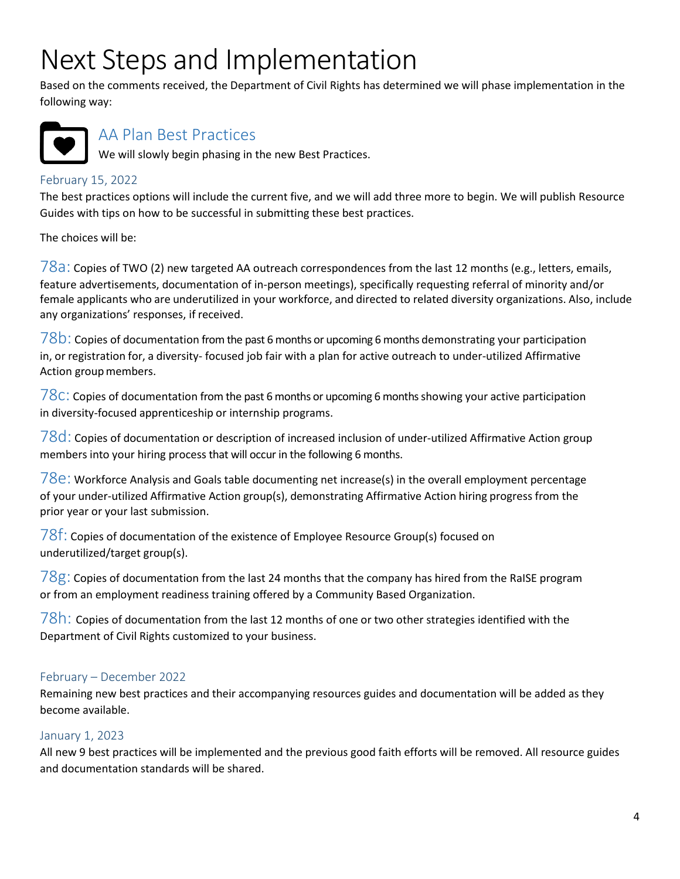# Next Steps and Implementation

Based on the comments received, the Department of Civil Rights has determined we will phase implementation in the following way:

## AA Plan Best Practices

We will slowly begin phasing in the new Best Practices.

### February 15, 2022

The best practices options will include the current five, and we will add three more to begin. We will publish Resource Guides with tips on how to be successful in submitting these best practices.

The choices will be:

78a: Copies of TWO (2) new targeted AA outreach correspondences from the last 12 months (e.g., letters, emails, feature advertisements, documentation of in-person meetings), specifically requesting referral of minority and/or female applicants who are underutilized in your workforce, and directed to related diversity organizations. Also, include any organizations' responses, if received.

78b: Copies of documentation from the past 6 months or upcoming 6 months demonstrating your participation in, or registration for, a diversity- focused job fair with a plan for active outreach to under-utilized Affirmative Action group members.

78c: Copies of documentation from the past 6 months or upcoming 6 months showing your active participation in diversity-focused apprenticeship or internship programs.

78d: Copies of documentation or description of increased inclusion of under-utilized Affirmative Action group members into your hiring process that will occur in the following 6 months.

78e: Workforce Analysis and Goals table documenting net increase(s) in the overall employment percentage of your under-utilized Affirmative Action group(s), demonstrating Affirmative Action hiring progress from the prior year or your last submission.

78f: Copies of documentation of the existence of Employee Resource Group(s) focused on underutilized/target group(s).

78g: Copies of documentation from the last 24 months that the company has hired from the RaISE program or from an employment readiness training offered by a Community Based Organization.

78h: Copies of documentation from the last 12 months of one or two other strategies identified with the Department of Civil Rights customized to your business.

### February – December 2022

Remaining new best practices and their accompanying resources guides and documentation will be added as they become available.

### January 1, 2023

All new 9 best practices will be implemented and the previous good faith efforts will be removed. All resource guides and documentation standards will be shared.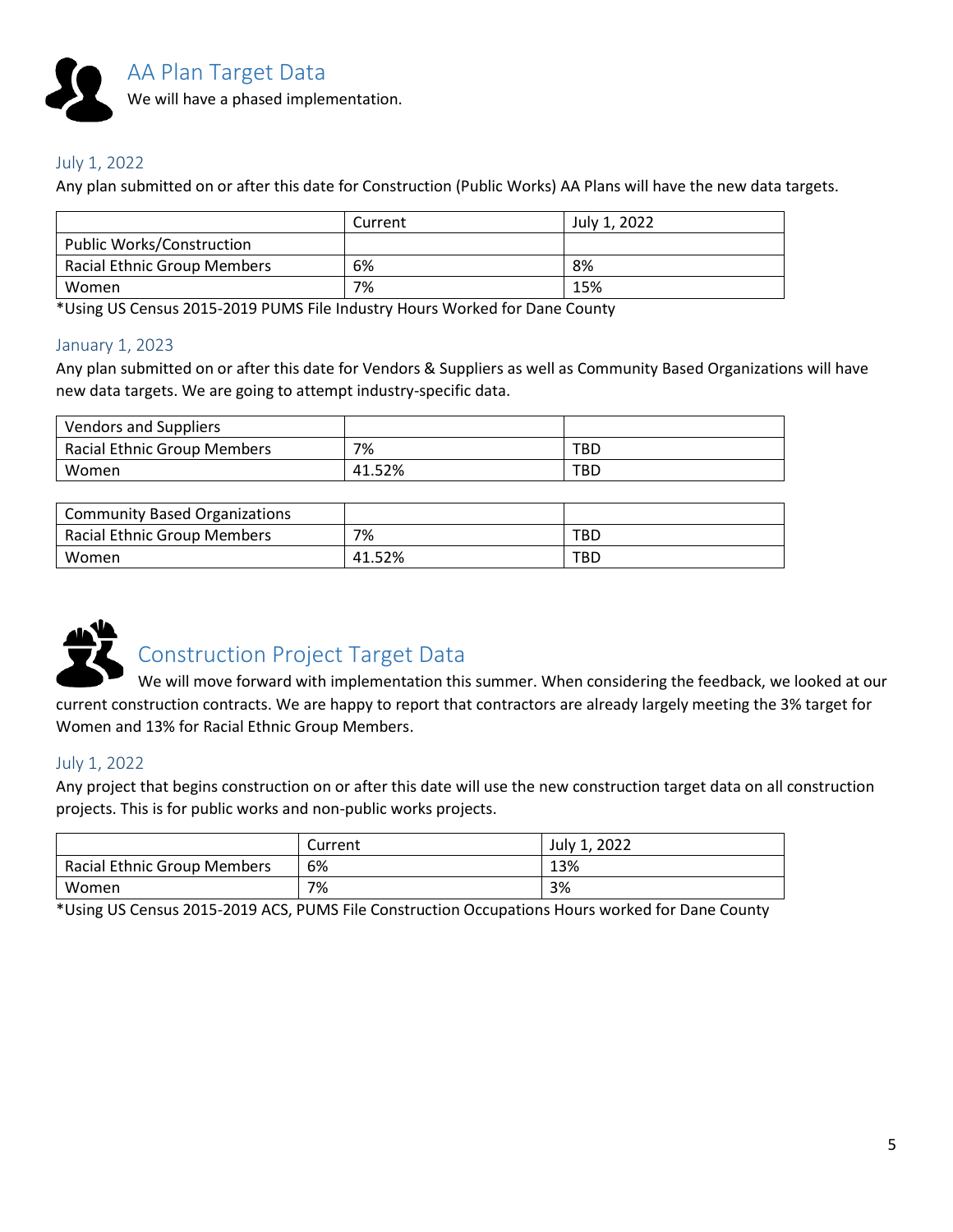## AA Plan Target Data

We will have a phased implementation.

### July 1, 2022

Any plan submitted on or after this date for Construction (Public Works) AA Plans will have the new data targets.

| | Current | July 1, 2022 |
|---|---|---|
| Public Works/Construction | | |
| Racial Ethnic Group Members | 6% | 8% |
| Women | 7% | 15% |

*Using US Census 2015-2019 PUMS File Industry Hours Worked for Dane County

### January 1, 2023

Any plan submitted on or after this date for Vendors & Suppliers as well as Community Based Organizations will have new data targets. We are going to attempt industry-specific data.

| | | |
|---|---|---|
| Vendors and Suppliers | | |
| Racial Ethnic Group Members | 7% | TBD |
| Women | 41.52% | TBD |

| | | |
|---|---|---|
| Community Based Organizations | | |
| Racial Ethnic Group Members | 7% | TBD |
| Women | 41.52% | TBD |

## Construction Project Target Data

We will move forward with implementation this summer. When considering the feedback, we looked at our current construction contracts. We are happy to report that contractors are already largely meeting the 3% target for Women and 13% for Racial Ethnic Group Members.

### July 1, 2022

Any project that begins construction on or after this date will use the new construction target data on all construction projects. This is for public works and non-public works projects.

| | Current | July 1, 2022 |
|---|---|---|
| Racial Ethnic Group Members | 6% | 13% |
| Women | 7% | 3% |

*Using US Census 2015-2019 ACS, PUMS File Construction Occupations Hours worked for Dane County